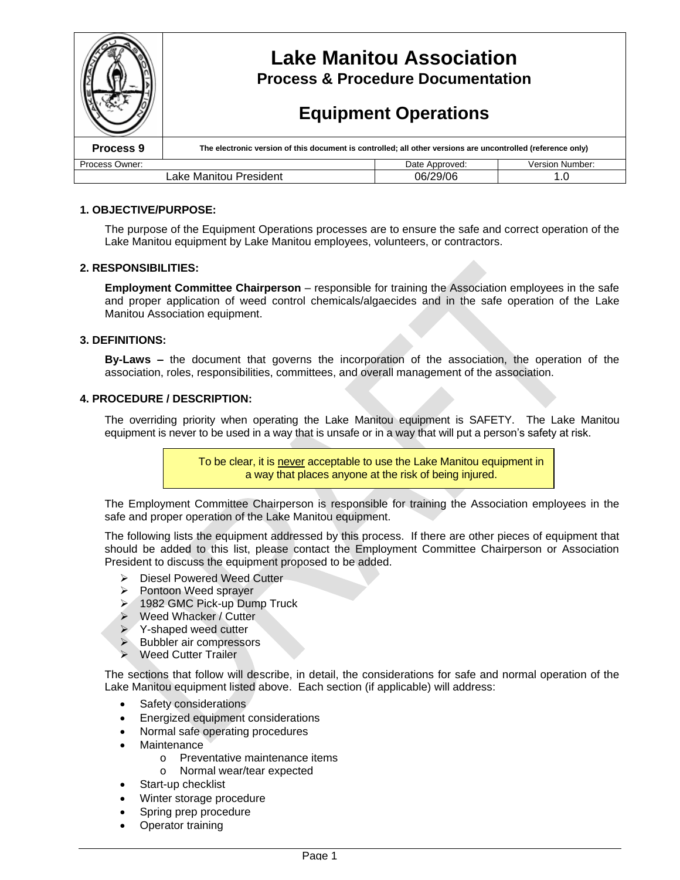# Lake Manitou Association

## Process & Procedure Documentation

## Equipment Operations

| Process 9 | The electronic version of this document is controlled; all other versions are uncontrolled (reference only) | |
|---|---|---|
| Process Owner: | Date Approved: | Version Number: |
| Lake Manitou President | 06/29/06 | 1.0 |

### 1. OBJECTIVE/PURPOSE:

The purpose of the Equipment Operations processes are to ensure the safe and correct operation of the Lake Manitou equipment by Lake Manitou employees, volunteers, or contractors.

### 2. RESPONSIBILITIES:

**Employment Committee Chairperson** – responsible for training the Association employees in the safe and proper application of weed control chemicals/algaecides and in the safe operation of the Lake Manitou Association equipment.

### 3. DEFINITIONS:

**By-Laws –** the document that governs the incorporation of the association, the operation of the association, roles, responsibilities, committees, and overall management of the association.

### 4. PROCEDURE / DESCRIPTION:

The overriding priority when operating the Lake Manitou equipment is SAFETY. The Lake Manitou equipment is never to be used in a way that is unsafe or in a way that will put a person's safety at risk.

> To be clear, it is never acceptable to use the Lake Manitou equipment in a way that places anyone at the risk of being injured.

The Employment Committee Chairperson is responsible for training the Association employees in the safe and proper operation of the Lake Manitou equipment.

The following lists the equipment addressed by this process. If there are other pieces of equipment that should be added to this list, please contact the Employment Committee Chairperson or Association President to discuss the equipment proposed to be added.

- Diesel Powered Weed Cutter
- Pontoon Weed sprayer
- 1982 GMC Pick-up Dump Truck
- Weed Whacker / Cutter
- Y-shaped weed cutter
- Bubbler air compressors
- Weed Cutter Trailer

The sections that follow will describe, in detail, the considerations for safe and normal operation of the Lake Manitou equipment listed above. Each section (if applicable) will address:

- Safety considerations
- Energized equipment considerations
- Normal safe operating procedures
- Maintenance
  - Preventative maintenance items
  - Normal wear/tear expected
- Start-up checklist
- Winter storage procedure
- Spring prep procedure
- Operator training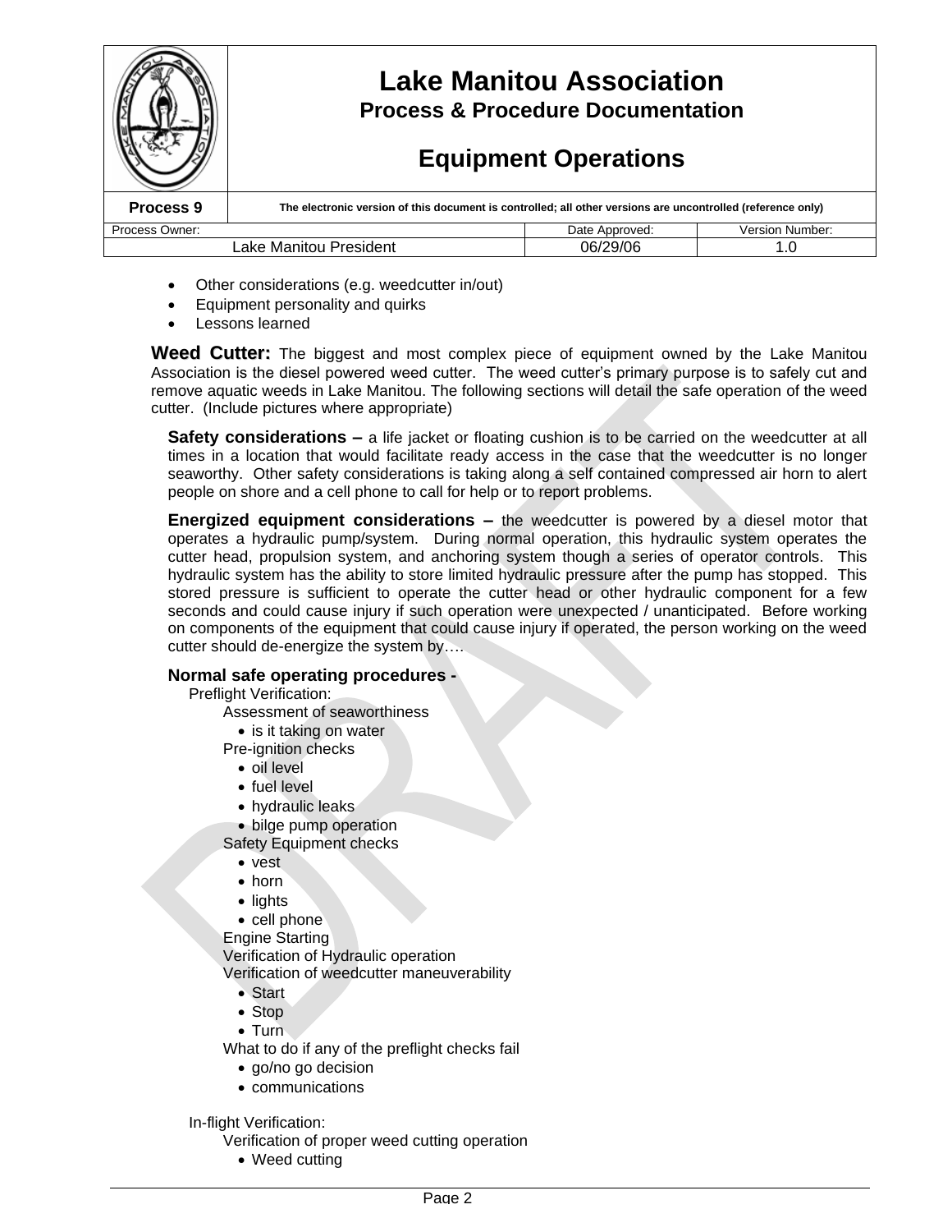- Other considerations (e.g. weedcutter in/out)
- Equipment personality and quirks
- Lessons learned

**Weed Cutter:** The biggest and most complex piece of equipment owned by the Lake Manitou Association is the diesel powered weed cutter. The weed cutter's primary purpose is to safely cut and remove aquatic weeds in Lake Manitou. The following sections will detail the safe operation of the weed cutter. (Include pictures where appropriate)

**Safety considerations –** a life jacket or floating cushion is to be carried on the weedcutter at all times in a location that would facilitate ready access in the case that the weedcutter is no longer seaworthy. Other safety considerations is taking along a self contained compressed air horn to alert people on shore and a cell phone to call for help or to report problems.

**Energized equipment considerations –** the weedcutter is powered by a diesel motor that operates a hydraulic pump/system. During normal operation, this hydraulic system operates the cutter head, propulsion system, and anchoring system though a series of operator controls. This hydraulic system has the ability to store limited hydraulic pressure after the pump has stopped. This stored pressure is sufficient to operate the cutter head or other hydraulic component for a few seconds and could cause injury if such operation were unexpected / unanticipated. Before working on components of the equipment that could cause injury if operated, the person working on the weed cutter should de-energize the system by….

**Normal safe operating procedures -**

Preflight Verification:

- Assessment of seaworthiness
  - is it taking on water
- Pre-ignition checks
  - oil level
  - fuel level
  - hydraulic leaks
  - bilge pump operation
- Safety Equipment checks
  - vest
  - horn
  - lights
  - cell phone
- Engine Starting
- Verification of Hydraulic operation
- Verification of weedcutter maneuverability
  - Start
  - Stop
  - Turn
- What to do if any of the preflight checks fail
  - go/no go decision
  - communications

In-flight Verification:

- Verification of proper weed cutting operation
  - Weed cutting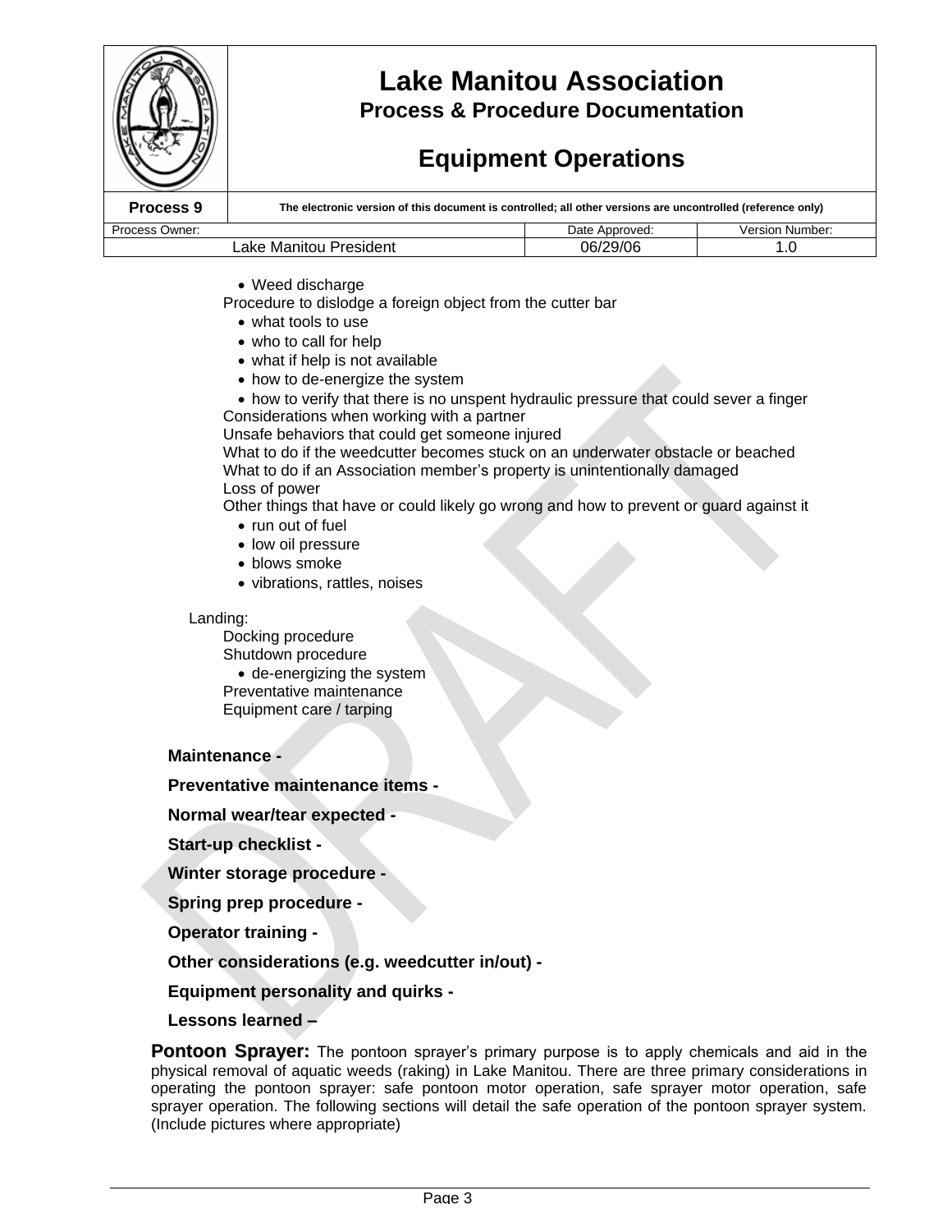- Weed discharge

Procedure to dislodge a foreign object from the cutter bar

- what tools to use
- who to call for help
- what if help is not available
- how to de-energize the system
- how to verify that there is no unspent hydraulic pressure that could sever a finger

Considerations when working with a partner

Unsafe behaviors that could get someone injured

What to do if the weedcutter becomes stuck on an underwater obstacle or beached

What to do if an Association member's property is unintentionally damaged

Loss of power

Other things that have or could likely go wrong and how to prevent or guard against it

- run out of fuel
- low oil pressure
- blows smoke
- vibrations, rattles, noises

Landing:

Docking procedure

Shutdown procedure

- de-energizing the system

Preventative maintenance

Equipment care / tarping

**Maintenance -**

**Preventative maintenance items -**

**Normal wear/tear expected -**

**Start-up checklist -**

**Winter storage procedure -**

**Spring prep procedure -**

**Operator training -**

**Other considerations (e.g. weedcutter in/out) -**

**Equipment personality and quirks -**

**Lessons learned –**

**Pontoon Sprayer:** The pontoon sprayer's primary purpose is to apply chemicals and aid in the physical removal of aquatic weeds (raking) in Lake Manitou. There are three primary considerations in operating the pontoon sprayer: safe pontoon motor operation, safe sprayer motor operation, safe sprayer operation. The following sections will detail the safe operation of the pontoon sprayer system. (Include pictures where appropriate)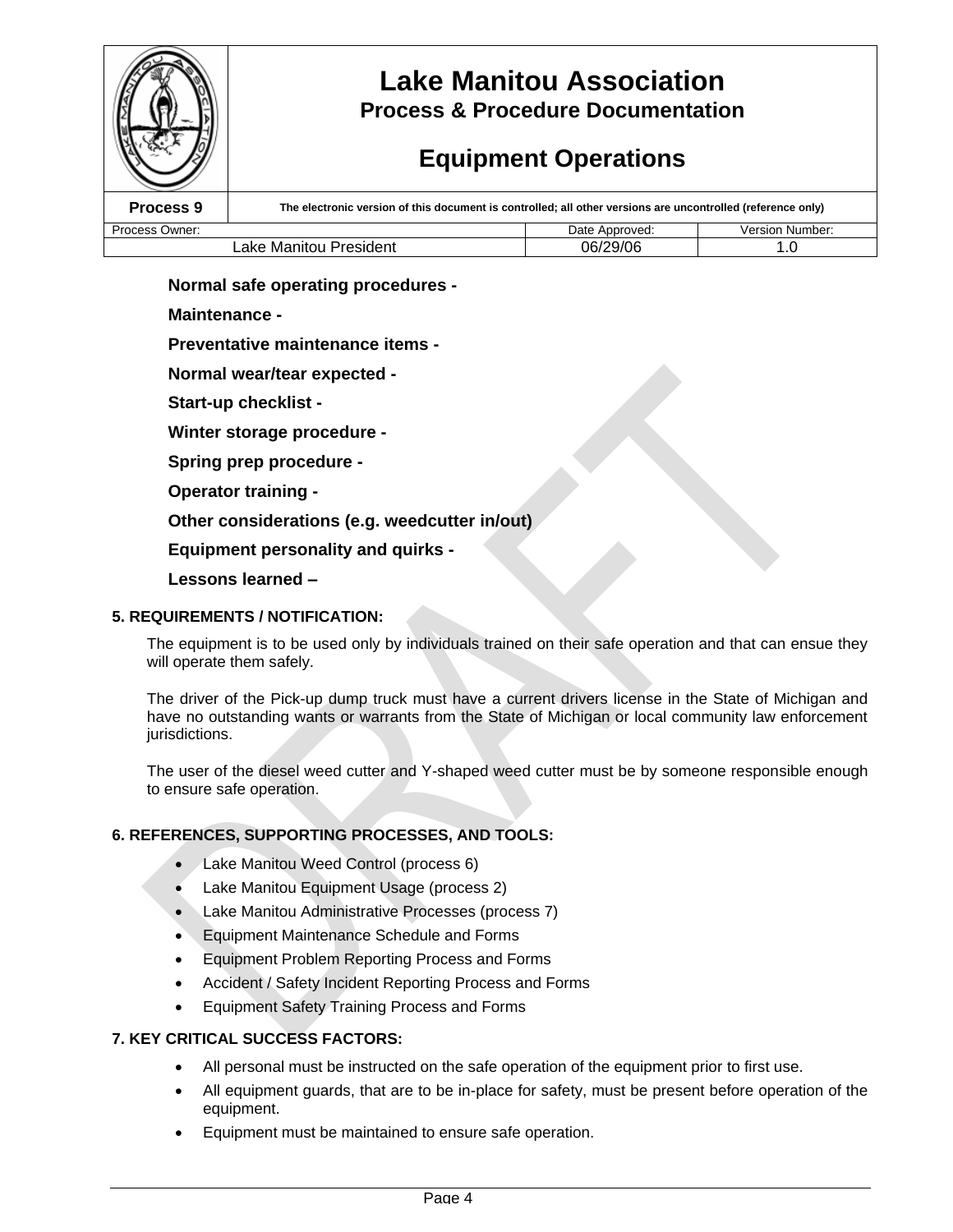**Normal safe operating procedures -**

**Maintenance -**

**Preventative maintenance items -**

**Normal wear/tear expected -**

**Start-up checklist -**

**Winter storage procedure -**

**Spring prep procedure -**

**Operator training -**

**Other considerations (e.g. weedcutter in/out)**

**Equipment personality and quirks -**

**Lessons learned –**

## 5. REQUIREMENTS / NOTIFICATION:

The equipment is to be used only by individuals trained on their safe operation and that can ensue they will operate them safely.

The driver of the Pick-up dump truck must have a current drivers license in the State of Michigan and have no outstanding wants or warrants from the State of Michigan or local community law enforcement jurisdictions.

The user of the diesel weed cutter and Y-shaped weed cutter must be by someone responsible enough to ensure safe operation.

## 6. REFERENCES, SUPPORTING PROCESSES, AND TOOLS:

- Lake Manitou Weed Control (process 6)
- Lake Manitou Equipment Usage (process 2)
- Lake Manitou Administrative Processes (process 7)
- Equipment Maintenance Schedule and Forms
- Equipment Problem Reporting Process and Forms
- Accident / Safety Incident Reporting Process and Forms
- Equipment Safety Training Process and Forms

## 7. KEY CRITICAL SUCCESS FACTORS:

- All personal must be instructed on the safe operation of the equipment prior to first use.
- All equipment guards, that are to be in-place for safety, must be present before operation of the equipment.
- Equipment must be maintained to ensure safe operation.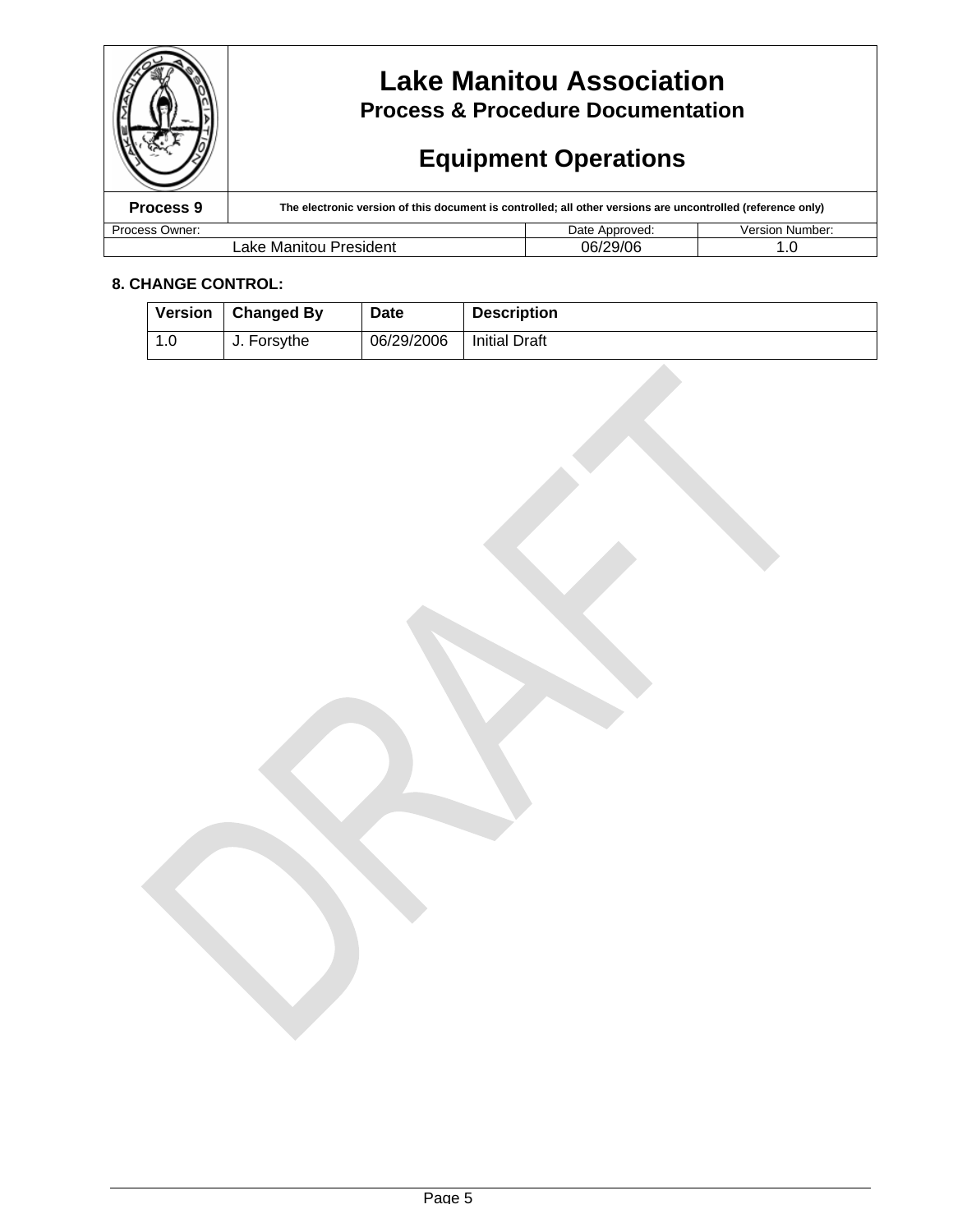## 8. CHANGE CONTROL:

| Version | Changed By | Date | Description |
| --- | --- | --- | --- |
| 1.0 | J. Forsythe | 06/29/2006 | Initial Draft |